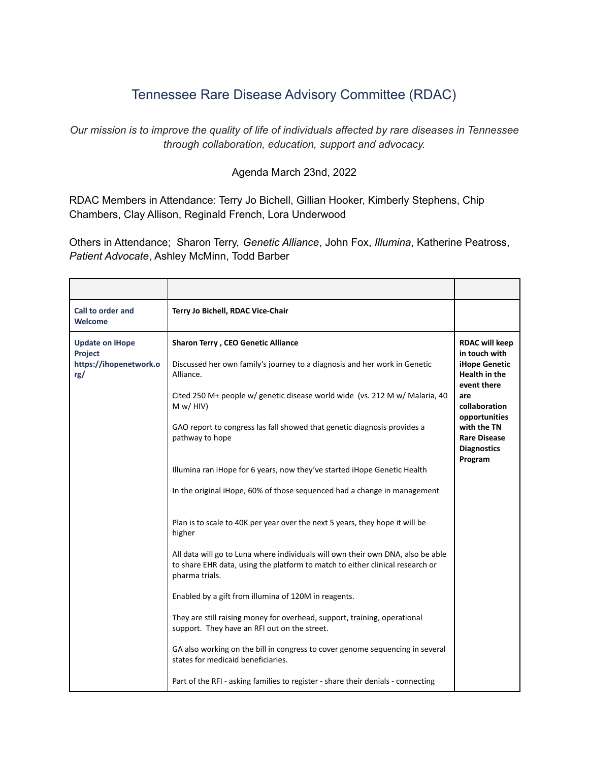# Tennessee Rare Disease Advisory Committee (RDAC)

*Our mission is to improve the quality of life of individuals affected by rare diseases in Tennessee through collaboration, education, support and advocacy.*

Agenda March 23nd, 2022

RDAC Members in Attendance: Terry Jo Bichell, Gillian Hooker, Kimberly Stephens, Chip Chambers, Clay Allison, Reginald French, Lora Underwood

Others in Attendance; Sharon Terry, *Genetic Alliance*, John Fox, *Illumina*, Katherine Peatross, *Patient Advocate*, Ashley McMinn, Todd Barber

| | | |
|---|---|---|
| **Call to order and Welcome** | **Terry Jo Bichell, RDAC Vice-Chair** | |
| **Update on iHope Project https://ihopenetwork.org/** | **Sharon Terry , CEO Genetic Alliance**<br><br>Discussed her own family's journey to a diagnosis and her work in Genetic Alliance.<br><br>Cited 250 M+ people w/ genetic disease world wide (vs. 212 M w/ Malaria, 40 M w/ HIV)<br><br>GAO report to congress las fall showed that genetic diagnosis provides a pathway to hope<br><br>Illumina ran iHope for 6 years, now they've started iHope Genetic Health<br><br>In the original iHope, 60% of those sequenced had a change in management<br><br>Plan is to scale to 40K per year over the next 5 years, they hope it will be higher<br><br>All data will go to Luna where individuals will own their own DNA, also be able to share EHR data, using the platform to match to either clinical research or pharma trials.<br><br>Enabled by a gift from illumina of 120M in reagents.<br><br>They are still raising money for overhead, support, training, operational support. They have an RFI out on the street.<br><br>GA also working on the bill in congress to cover genome sequencing in several states for medicaid beneficiaries.<br><br>Part of the RFI - asking families to register - share their denials - connecting | **RDAC will keep in touch with iHope Genetic Health in the event there are collaboration opportunities with the TN Rare Disease Diagnostics Program** |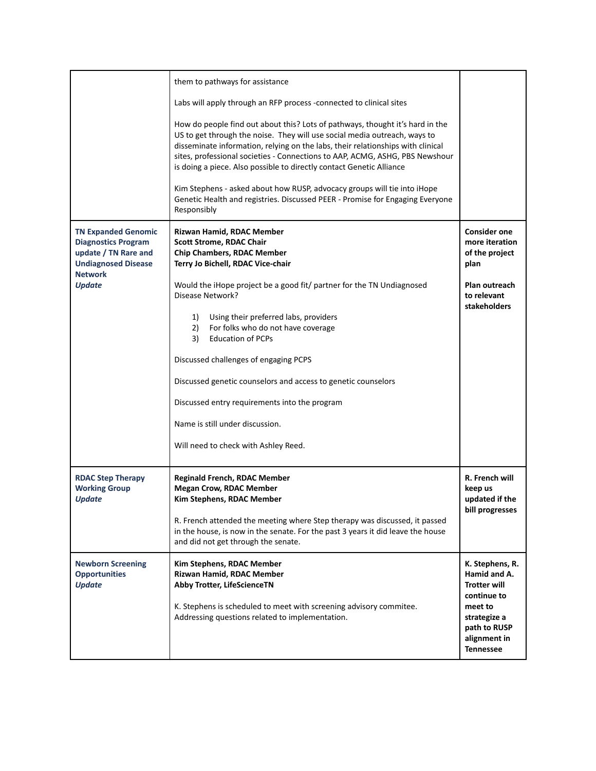| | | |
|---|---|---|
| | them to pathways for assistance<br><br>Labs will apply through an RFP process -connected to clinical sites<br><br>How do people find out about this? Lots of pathways, thought it's hard in the US to get through the noise. They will use social media outreach, ways to disseminate information, relying on the labs, their relationships with clinical sites, professional societies - Connections to AAP, ACMG, ASHG, PBS Newshour is doing a piece. Also possible to directly contact Genetic Alliance<br><br>Kim Stephens - asked about how RUSP, advocacy groups will tie into iHope Genetic Health and registries. Discussed PEER - Promise for Engaging Everyone Responsibly | |
| **TN Expanded Genomic Diagnostics Program update / TN Rare and Undiagnosed Disease Network**<br>***Update*** | **Rizwan Hamid, RDAC Member**<br>**Scott Strome, RDAC Chair**<br>**Chip Chambers, RDAC Member**<br>**Terry Jo Bichell, RDAC Vice-chair**<br><br>Would the iHope project be a good fit/ partner for the TN Undiagnosed Disease Network?<br><br>1) Using their preferred labs, providers<br>2) For folks who do not have coverage<br>3) Education of PCPs<br><br>Discussed challenges of engaging PCPS<br><br>Discussed genetic counselors and access to genetic counselors<br><br>Discussed entry requirements into the program<br><br>Name is still under discussion.<br><br>Will need to check with Ashley Reed. | **Consider one more iteration of the project plan**<br><br>**Plan outreach to relevant stakeholders** |
| **RDAC Step Therapy Working Group**<br>***Update*** | **Reginald French, RDAC Member**<br>**Megan Crow, RDAC Member**<br>**Kim Stephens, RDAC Member**<br><br>R. French attended the meeting where Step therapy was discussed, it passed in the house, is now in the senate. For the past 3 years it did leave the house and did not get through the senate. | **R. French will keep us updated if the bill progresses** |
| **Newborn Screening Opportunities**<br>***Update*** | **Kim Stephens, RDAC Member**<br>**Rizwan Hamid, RDAC Member**<br>**Abby Trotter, LifeScienceTN**<br><br>K. Stephens is scheduled to meet with screening advisory commitee. Addressing questions related to implementation. | **K. Stephens, R. Hamid and A. Trotter will continue to meet to strategize a path to RUSP alignment in Tennessee** |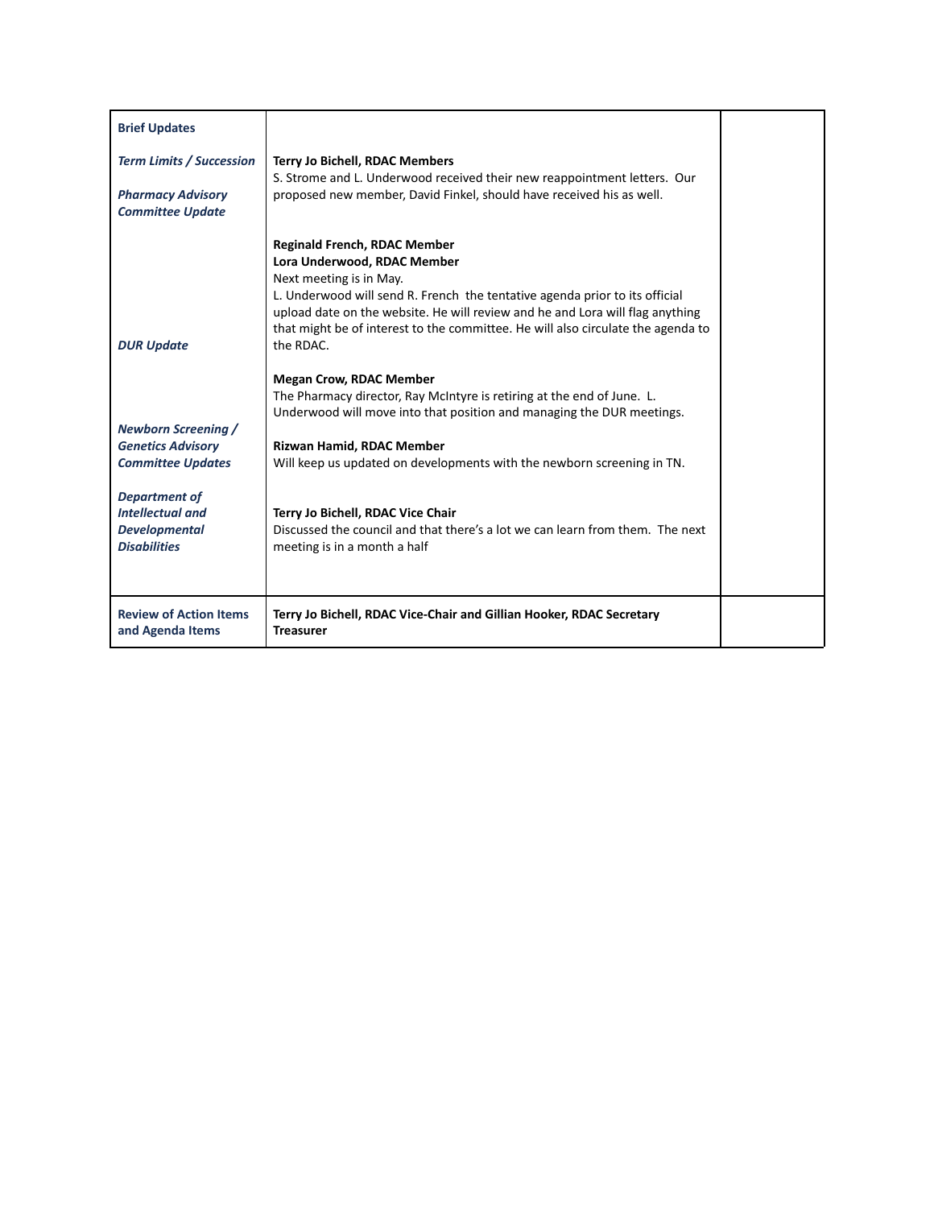| | | |
|---|---|---|
| **Brief Updates**<br><br>***Term Limits / Succession***<br><br>***Pharmacy Advisory Committee Update***<br><br>***DUR Update***<br><br>***Newborn Screening / Genetics Advisory Committee Updates***<br><br>***Department of Intellectual and Developmental Disabilities*** | **Terry Jo Bichell, RDAC Members**<br>S. Strome and L. Underwood received their new reappointment letters. Our proposed new member, David Finkel, should have received his as well.<br><br>**Reginald French, RDAC Member**<br>**Lora Underwood, RDAC Member**<br>Next meeting is in May.<br>L. Underwood will send R. French the tentative agenda prior to its official upload date on the website. He will review and he and Lora will flag anything that might be of interest to the committee. He will also circulate the agenda to the RDAC.<br><br>**Megan Crow, RDAC Member**<br>The Pharmacy director, Ray McIntyre is retiring at the end of June. L. Underwood will move into that position and managing the DUR meetings.<br><br>**Rizwan Hamid, RDAC Member**<br>Will keep us updated on developments with the newborn screening in TN.<br><br>**Terry Jo Bichell, RDAC Vice Chair**<br>Discussed the council and that there's a lot we can learn from them. The next meeting is in a month a half | |
| **Review of Action Items and Agenda Items** | **Terry Jo Bichell, RDAC Vice-Chair and Gillian Hooker, RDAC Secretary Treasurer** | |